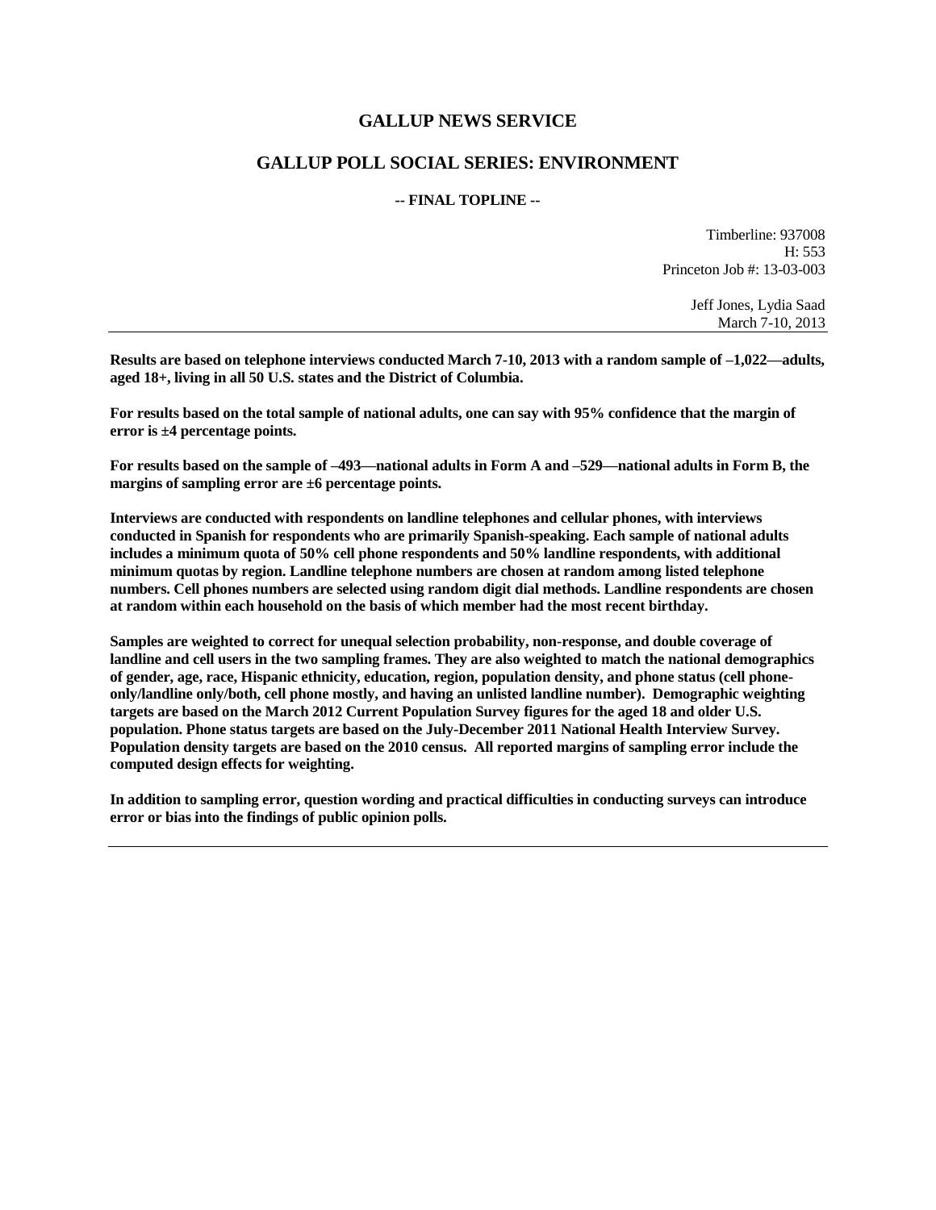# GALLUP NEWS SERVICE

## GALLUP POLL SOCIAL SERIES: ENVIRONMENT

**-- FINAL TOPLINE --**

Timberline: 937008
H: 553
Princeton Job #: 13-03-003

Jeff Jones, Lydia Saad
March 7-10, 2013

---

**Results are based on telephone interviews conducted March 7-10, 2013 with a random sample of –1,022—adults, aged 18+, living in all 50 U.S. states and the District of Columbia.**

**For results based on the total sample of national adults, one can say with 95% confidence that the margin of error is ±4 percentage points.**

**For results based on the sample of –493—national adults in Form A and –529—national adults in Form B, the margins of sampling error are ±6 percentage points.**

**Interviews are conducted with respondents on landline telephones and cellular phones, with interviews conducted in Spanish for respondents who are primarily Spanish-speaking. Each sample of national adults includes a minimum quota of 50% cell phone respondents and 50% landline respondents, with additional minimum quotas by region. Landline telephone numbers are chosen at random among listed telephone numbers. Cell phones numbers are selected using random digit dial methods. Landline respondents are chosen at random within each household on the basis of which member had the most recent birthday.**

**Samples are weighted to correct for unequal selection probability, non-response, and double coverage of landline and cell users in the two sampling frames. They are also weighted to match the national demographics of gender, age, race, Hispanic ethnicity, education, region, population density, and phone status (cell phone-only/landline only/both, cell phone mostly, and having an unlisted landline number). Demographic weighting targets are based on the March 2012 Current Population Survey figures for the aged 18 and older U.S. population. Phone status targets are based on the July-December 2011 National Health Interview Survey. Population density targets are based on the 2010 census. All reported margins of sampling error include the computed design effects for weighting.**

**In addition to sampling error, question wording and practical difficulties in conducting surveys can introduce error or bias into the findings of public opinion polls.**

---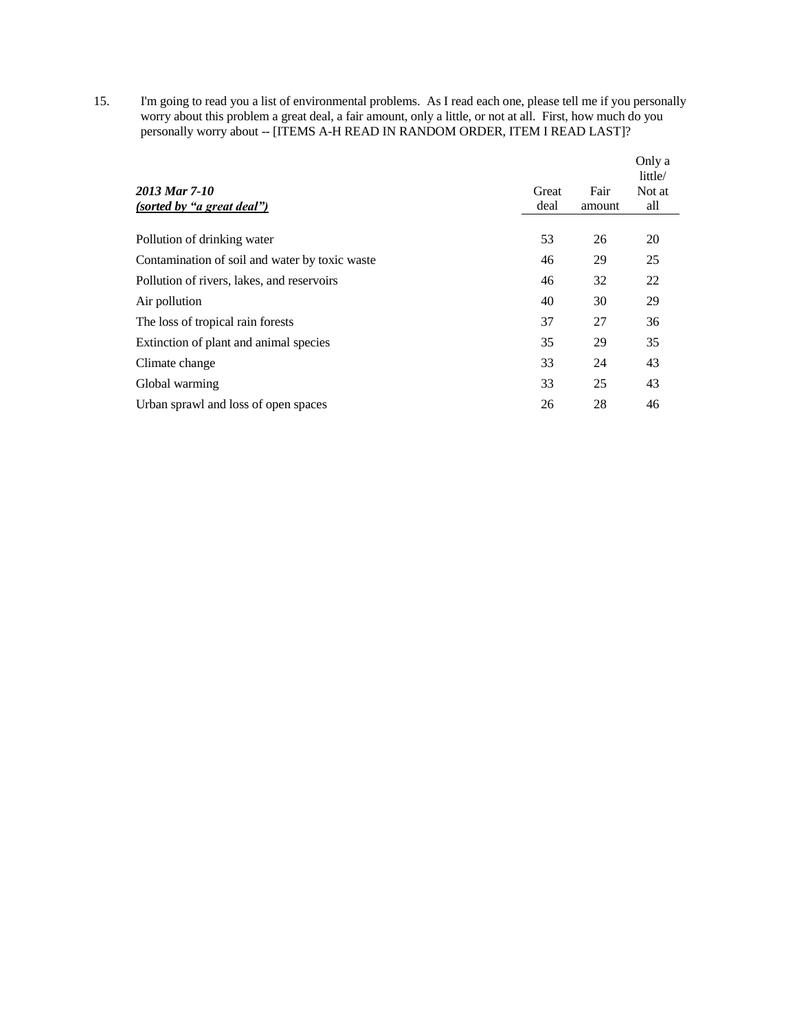15. I'm going to read you a list of environmental problems. As I read each one, please tell me if you personally worry about this problem a great deal, a fair amount, only a little, or not at all. First, how much do you personally worry about -- [ITEMS A-H READ IN RANDOM ORDER, ITEM I READ LAST]?

| ***2013 Mar 7-10*** <br> ***(sorted by "a great deal")*** | Great deal | Fair amount | Only a little/ Not at all |
|---|---|---|---|
| Pollution of drinking water | 53 | 26 | 20 |
| Contamination of soil and water by toxic waste | 46 | 29 | 25 |
| Pollution of rivers, lakes, and reservoirs | 46 | 32 | 22 |
| Air pollution | 40 | 30 | 29 |
| The loss of tropical rain forests | 37 | 27 | 36 |
| Extinction of plant and animal species | 35 | 29 | 35 |
| Climate change | 33 | 24 | 43 |
| Global warming | 33 | 25 | 43 |
| Urban sprawl and loss of open spaces | 26 | 28 | 46 |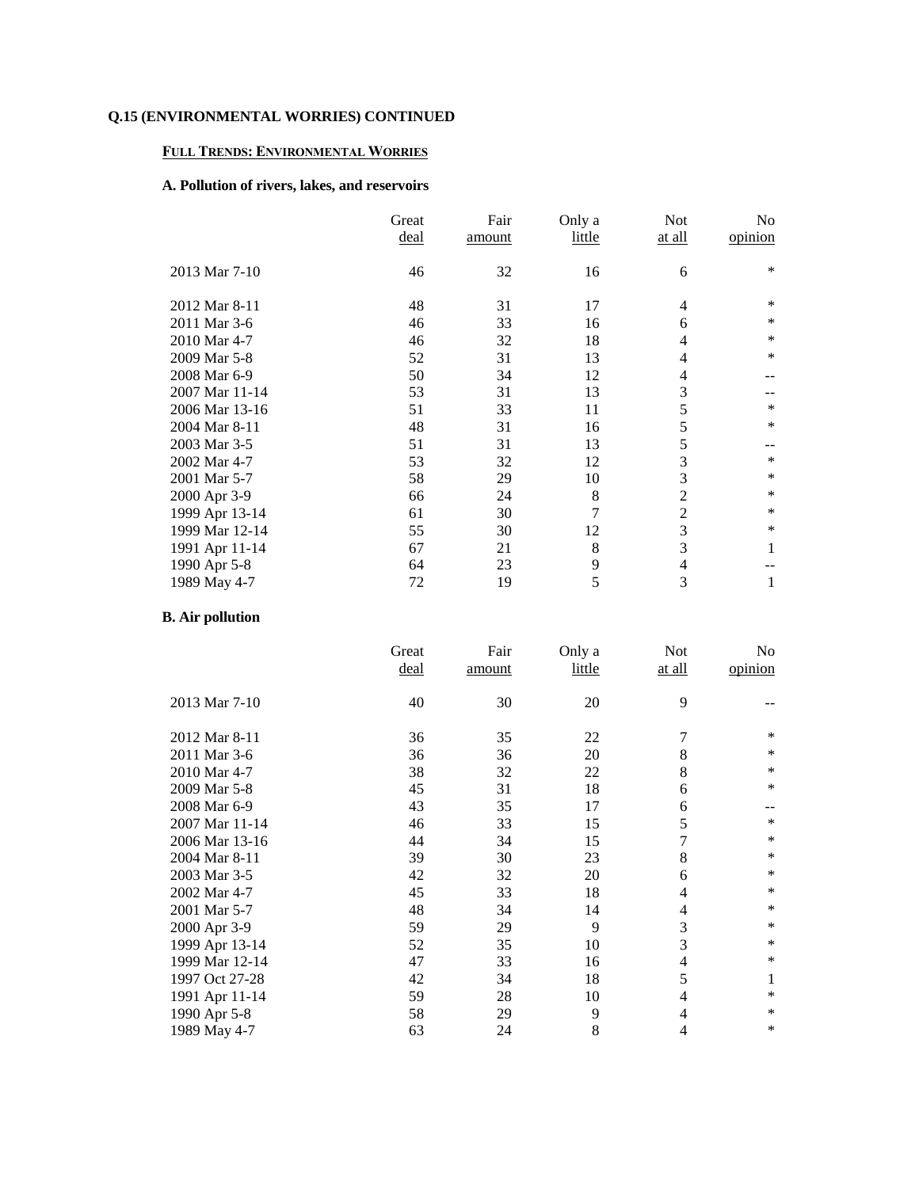**Q.15 (ENVIRONMENTAL WORRIES) CONTINUED**

**FULL TRENDS: ENVIRONMENTAL WORRIES**

**A. Pollution of rivers, lakes, and reservoirs**

| | Great deal | Fair amount | Only a little | Not at all | No opinion |
|---|---|---|---|---|---|
| 2013 Mar 7-10 | 46 | 32 | 16 | 6 | * |
| 2012 Mar 8-11 | 48 | 31 | 17 | 4 | * |
| 2011 Mar 3-6 | 46 | 33 | 16 | 6 | * |
| 2010 Mar 4-7 | 46 | 32 | 18 | 4 | * |
| 2009 Mar 5-8 | 52 | 31 | 13 | 4 | * |
| 2008 Mar 6-9 | 50 | 34 | 12 | 4 | -- |
| 2007 Mar 11-14 | 53 | 31 | 13 | 3 | -- |
| 2006 Mar 13-16 | 51 | 33 | 11 | 5 | * |
| 2004 Mar 8-11 | 48 | 31 | 16 | 5 | * |
| 2003 Mar 3-5 | 51 | 31 | 13 | 5 | -- |
| 2002 Mar 4-7 | 53 | 32 | 12 | 3 | * |
| 2001 Mar 5-7 | 58 | 29 | 10 | 3 | * |
| 2000 Apr 3-9 | 66 | 24 | 8 | 2 | * |
| 1999 Apr 13-14 | 61 | 30 | 7 | 2 | * |
| 1999 Mar 12-14 | 55 | 30 | 12 | 3 | * |
| 1991 Apr 11-14 | 67 | 21 | 8 | 3 | 1 |
| 1990 Apr 5-8 | 64 | 23 | 9 | 4 | -- |
| 1989 May 4-7 | 72 | 19 | 5 | 3 | 1 |

**B. Air pollution**

| | Great deal | Fair amount | Only a little | Not at all | No opinion |
|---|---|---|---|---|---|
| 2013 Mar 7-10 | 40 | 30 | 20 | 9 | -- |
| 2012 Mar 8-11 | 36 | 35 | 22 | 7 | * |
| 2011 Mar 3-6 | 36 | 36 | 20 | 8 | * |
| 2010 Mar 4-7 | 38 | 32 | 22 | 8 | * |
| 2009 Mar 5-8 | 45 | 31 | 18 | 6 | * |
| 2008 Mar 6-9 | 43 | 35 | 17 | 6 | -- |
| 2007 Mar 11-14 | 46 | 33 | 15 | 5 | * |
| 2006 Mar 13-16 | 44 | 34 | 15 | 7 | * |
| 2004 Mar 8-11 | 39 | 30 | 23 | 8 | * |
| 2003 Mar 3-5 | 42 | 32 | 20 | 6 | * |
| 2002 Mar 4-7 | 45 | 33 | 18 | 4 | * |
| 2001 Mar 5-7 | 48 | 34 | 14 | 4 | * |
| 2000 Apr 3-9 | 59 | 29 | 9 | 3 | * |
| 1999 Apr 13-14 | 52 | 35 | 10 | 3 | * |
| 1999 Mar 12-14 | 47 | 33 | 16 | 4 | * |
| 1997 Oct 27-28 | 42 | 34 | 18 | 5 | 1 |
| 1991 Apr 11-14 | 59 | 28 | 10 | 4 | * |
| 1990 Apr 5-8 | 58 | 29 | 9 | 4 | * |
| 1989 May 4-7 | 63 | 24 | 8 | 4 | * |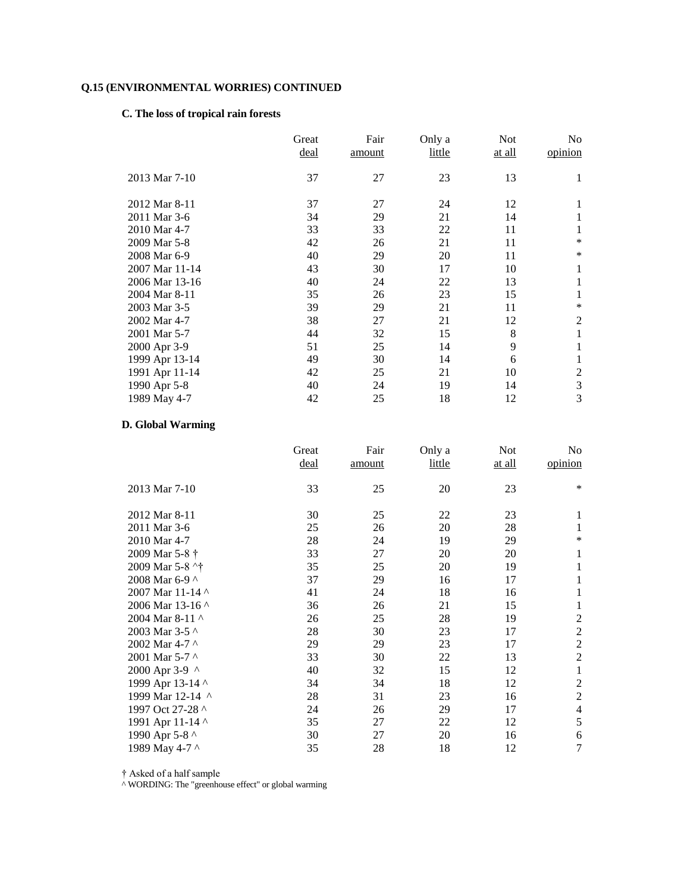**Q.15 (ENVIRONMENTAL WORRIES) CONTINUED**

**C. The loss of tropical rain forests**

| | Great deal | Fair amount | Only a little | Not at all | No opinion |
|---|---|---|---|---|---|
| 2013 Mar 7-10 | 37 | 27 | 23 | 13 | 1 |
| 2012 Mar 8-11 | 37 | 27 | 24 | 12 | 1 |
| 2011 Mar 3-6 | 34 | 29 | 21 | 14 | 1 |
| 2010 Mar 4-7 | 33 | 33 | 22 | 11 | 1 |
| 2009 Mar 5-8 | 42 | 26 | 21 | 11 | * |
| 2008 Mar 6-9 | 40 | 29 | 20 | 11 | * |
| 2007 Mar 11-14 | 43 | 30 | 17 | 10 | 1 |
| 2006 Mar 13-16 | 40 | 24 | 22 | 13 | 1 |
| 2004 Mar 8-11 | 35 | 26 | 23 | 15 | 1 |
| 2003 Mar 3-5 | 39 | 29 | 21 | 11 | * |
| 2002 Mar 4-7 | 38 | 27 | 21 | 12 | 2 |
| 2001 Mar 5-7 | 44 | 32 | 15 | 8 | 1 |
| 2000 Apr 3-9 | 51 | 25 | 14 | 9 | 1 |
| 1999 Apr 13-14 | 49 | 30 | 14 | 6 | 1 |
| 1991 Apr 11-14 | 42 | 25 | 21 | 10 | 2 |
| 1990 Apr 5-8 | 40 | 24 | 19 | 14 | 3 |
| 1989 May 4-7 | 42 | 25 | 18 | 12 | 3 |

**D. Global Warming**

| | Great deal | Fair amount | Only a little | Not at all | No opinion |
|---|---|---|---|---|---|
| 2013 Mar 7-10 | 33 | 25 | 20 | 23 | * |
| 2012 Mar 8-11 | 30 | 25 | 22 | 23 | 1 |
| 2011 Mar 3-6 | 25 | 26 | 20 | 28 | 1 |
| 2010 Mar 4-7 | 28 | 24 | 19 | 29 | * |
| 2009 Mar 5-8 † | 33 | 27 | 20 | 20 | 1 |
| 2009 Mar 5-8 ^† | 35 | 25 | 20 | 19 | 1 |
| 2008 Mar 6-9 ^ | 37 | 29 | 16 | 17 | 1 |
| 2007 Mar 11-14 ^ | 41 | 24 | 18 | 16 | 1 |
| 2006 Mar 13-16 ^ | 36 | 26 | 21 | 15 | 1 |
| 2004 Mar 8-11 ^ | 26 | 25 | 28 | 19 | 2 |
| 2003 Mar 3-5 ^ | 28 | 30 | 23 | 17 | 2 |
| 2002 Mar 4-7 ^ | 29 | 29 | 23 | 17 | 2 |
| 2001 Mar 5-7 ^ | 33 | 30 | 22 | 13 | 2 |
| 2000 Apr 3-9 ^ | 40 | 32 | 15 | 12 | 1 |
| 1999 Apr 13-14 ^ | 34 | 34 | 18 | 12 | 2 |
| 1999 Mar 12-14 ^ | 28 | 31 | 23 | 16 | 2 |
| 1997 Oct 27-28 ^ | 24 | 26 | 29 | 17 | 4 |
| 1991 Apr 11-14 ^ | 35 | 27 | 22 | 12 | 5 |
| 1990 Apr 5-8 ^ | 30 | 27 | 20 | 16 | 6 |
| 1989 May 4-7 ^ | 35 | 28 | 18 | 12 | 7 |

† Asked of a half sample
^ WORDING: The "greenhouse effect" or global warming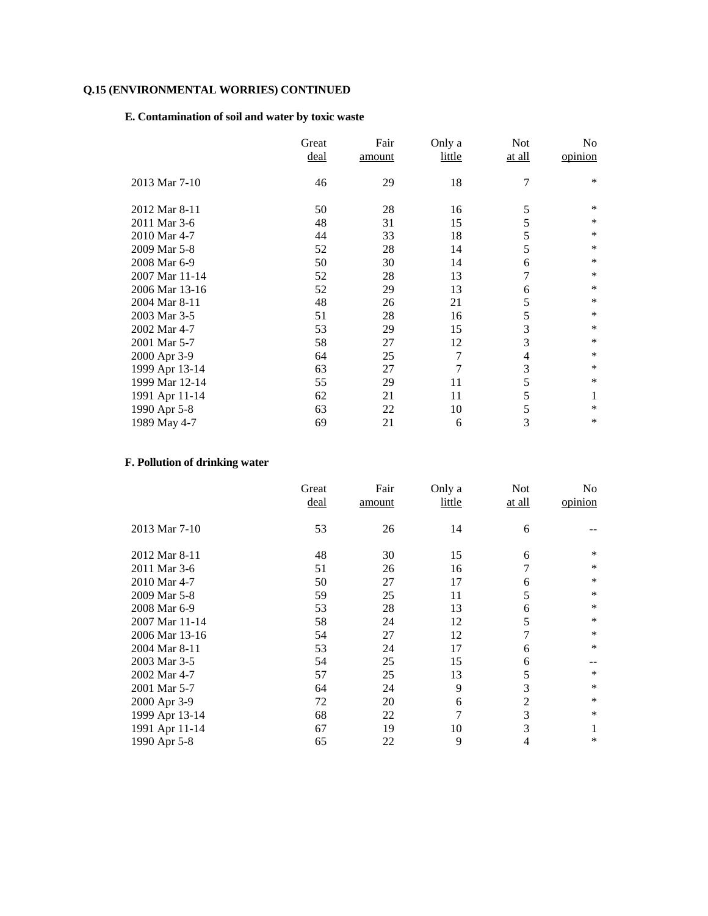**Q.15 (ENVIRONMENTAL WORRIES) CONTINUED**

**E. Contamination of soil and water by toxic waste**

| | Great deal | Fair amount | Only a little | Not at all | No opinion |
|---|---|---|---|---|---|
| 2013 Mar 7-10 | 46 | 29 | 18 | 7 | * |
| 2012 Mar 8-11 | 50 | 28 | 16 | 5 | * |
| 2011 Mar 3-6 | 48 | 31 | 15 | 5 | * |
| 2010 Mar 4-7 | 44 | 33 | 18 | 5 | * |
| 2009 Mar 5-8 | 52 | 28 | 14 | 5 | * |
| 2008 Mar 6-9 | 50 | 30 | 14 | 6 | * |
| 2007 Mar 11-14 | 52 | 28 | 13 | 7 | * |
| 2006 Mar 13-16 | 52 | 29 | 13 | 6 | * |
| 2004 Mar 8-11 | 48 | 26 | 21 | 5 | * |
| 2003 Mar 3-5 | 51 | 28 | 16 | 5 | * |
| 2002 Mar 4-7 | 53 | 29 | 15 | 3 | * |
| 2001 Mar 5-7 | 58 | 27 | 12 | 3 | * |
| 2000 Apr 3-9 | 64 | 25 | 7 | 4 | * |
| 1999 Apr 13-14 | 63 | 27 | 7 | 3 | * |
| 1999 Mar 12-14 | 55 | 29 | 11 | 5 | * |
| 1991 Apr 11-14 | 62 | 21 | 11 | 5 | 1 |
| 1990 Apr 5-8 | 63 | 22 | 10 | 5 | * |
| 1989 May 4-7 | 69 | 21 | 6 | 3 | * |

**F. Pollution of drinking water**

| | Great deal | Fair amount | Only a little | Not at all | No opinion |
|---|---|---|---|---|---|
| 2013 Mar 7-10 | 53 | 26 | 14 | 6 | -- |
| 2012 Mar 8-11 | 48 | 30 | 15 | 6 | * |
| 2011 Mar 3-6 | 51 | 26 | 16 | 7 | * |
| 2010 Mar 4-7 | 50 | 27 | 17 | 6 | * |
| 2009 Mar 5-8 | 59 | 25 | 11 | 5 | * |
| 2008 Mar 6-9 | 53 | 28 | 13 | 6 | * |
| 2007 Mar 11-14 | 58 | 24 | 12 | 5 | * |
| 2006 Mar 13-16 | 54 | 27 | 12 | 7 | * |
| 2004 Mar 8-11 | 53 | 24 | 17 | 6 | * |
| 2003 Mar 3-5 | 54 | 25 | 15 | 6 | -- |
| 2002 Mar 4-7 | 57 | 25 | 13 | 5 | * |
| 2001 Mar 5-7 | 64 | 24 | 9 | 3 | * |
| 2000 Apr 3-9 | 72 | 20 | 6 | 2 | * |
| 1999 Apr 13-14 | 68 | 22 | 7 | 3 | * |
| 1991 Apr 11-14 | 67 | 19 | 10 | 3 | 1 |
| 1990 Apr 5-8 | 65 | 22 | 9 | 4 | * |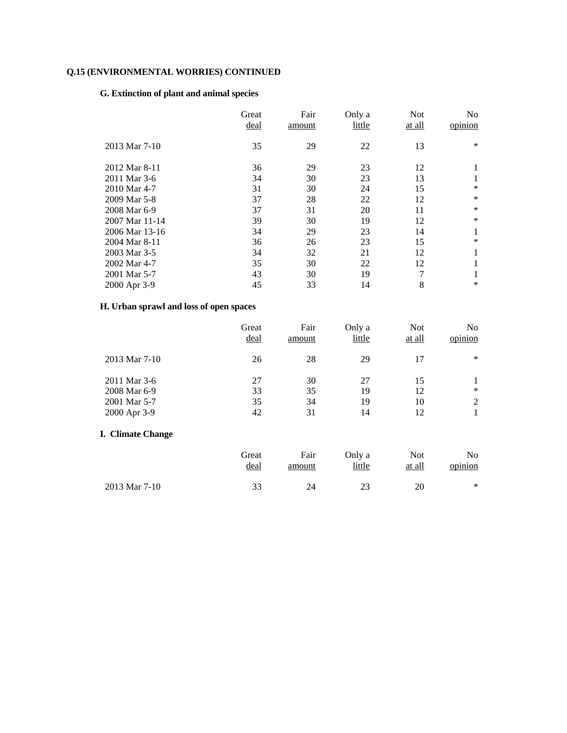**Q.15 (ENVIRONMENTAL WORRIES) CONTINUED**

**G. Extinction of plant and animal species**

| | Great deal | Fair amount | Only a little | Not at all | No opinion |
|---|---|---|---|---|---|
| 2013 Mar 7-10 | 35 | 29 | 22 | 13 | * |
| 2012 Mar 8-11 | 36 | 29 | 23 | 12 | 1 |
| 2011 Mar 3-6 | 34 | 30 | 23 | 13 | 1 |
| 2010 Mar 4-7 | 31 | 30 | 24 | 15 | * |
| 2009 Mar 5-8 | 37 | 28 | 22 | 12 | * |
| 2008 Mar 6-9 | 37 | 31 | 20 | 11 | * |
| 2007 Mar 11-14 | 39 | 30 | 19 | 12 | * |
| 2006 Mar 13-16 | 34 | 29 | 23 | 14 | 1 |
| 2004 Mar 8-11 | 36 | 26 | 23 | 15 | * |
| 2003 Mar 3-5 | 34 | 32 | 21 | 12 | 1 |
| 2002 Mar 4-7 | 35 | 30 | 22 | 12 | 1 |
| 2001 Mar 5-7 | 43 | 30 | 19 | 7 | 1 |
| 2000 Apr 3-9 | 45 | 33 | 14 | 8 | * |

**H. Urban sprawl and loss of open spaces**

| | Great deal | Fair amount | Only a little | Not at all | No opinion |
|---|---|---|---|---|---|
| 2013 Mar 7-10 | 26 | 28 | 29 | 17 | * |
| 2011 Mar 3-6 | 27 | 30 | 27 | 15 | 1 |
| 2008 Mar 6-9 | 33 | 35 | 19 | 12 | * |
| 2001 Mar 5-7 | 35 | 34 | 19 | 10 | 2 |
| 2000 Apr 3-9 | 42 | 31 | 14 | 12 | 1 |

**I. Climate Change**

| | Great deal | Fair amount | Only a little | Not at all | No opinion |
|---|---|---|---|---|---|
| 2013 Mar 7-10 | 33 | 24 | 23 | 20 | * |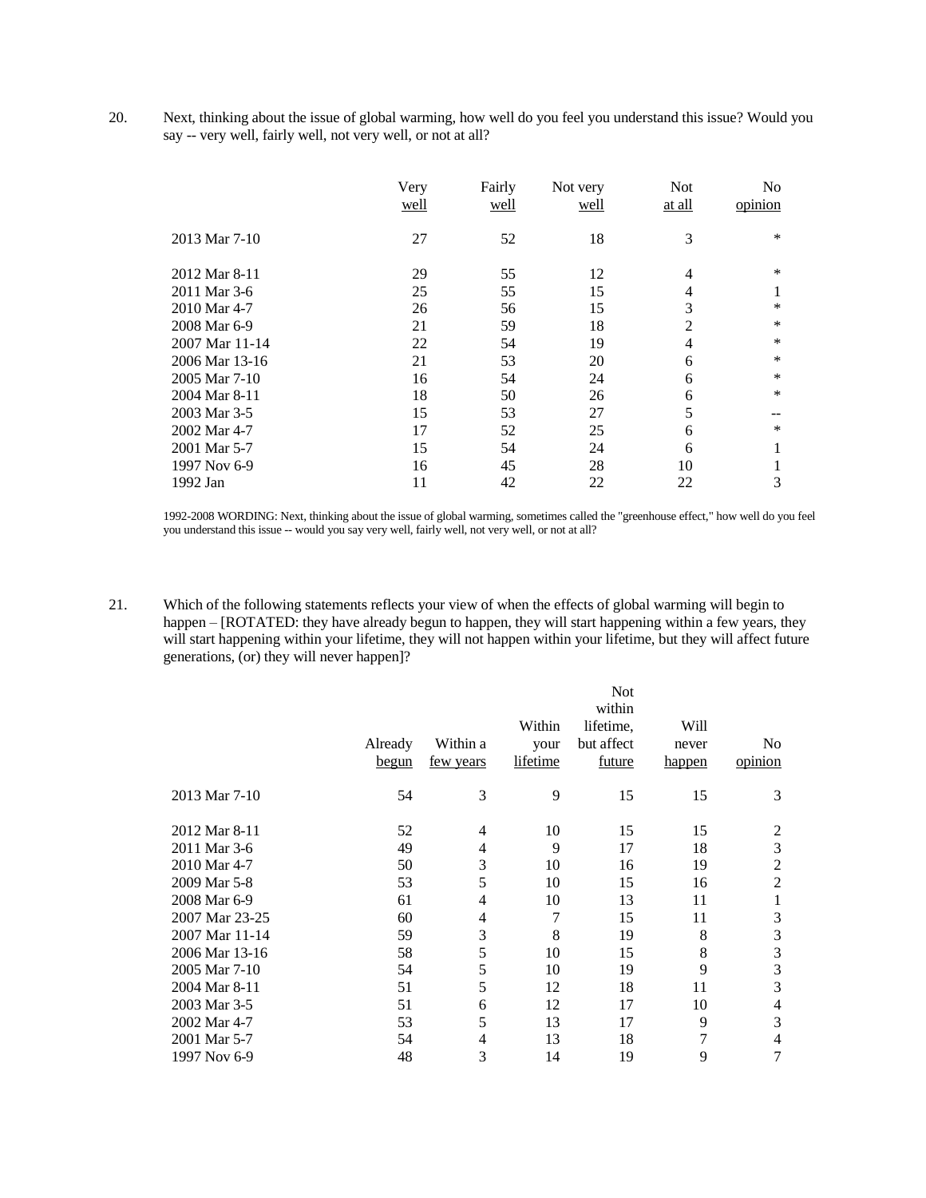20. Next, thinking about the issue of global warming, how well do you feel you understand this issue? Would you say -- very well, fairly well, not very well, or not at all?

| | Very well | Fairly well | Not very well | Not at all | No opinion |
|---|---|---|---|---|---|
| 2013 Mar 7-10 | 27 | 52 | 18 | 3 | * |
| 2012 Mar 8-11 | 29 | 55 | 12 | 4 | * |
| 2011 Mar 3-6 | 25 | 55 | 15 | 4 | 1 |
| 2010 Mar 4-7 | 26 | 56 | 15 | 3 | * |
| 2008 Mar 6-9 | 21 | 59 | 18 | 2 | * |
| 2007 Mar 11-14 | 22 | 54 | 19 | 4 | * |
| 2006 Mar 13-16 | 21 | 53 | 20 | 6 | * |
| 2005 Mar 7-10 | 16 | 54 | 24 | 6 | * |
| 2004 Mar 8-11 | 18 | 50 | 26 | 6 | * |
| 2003 Mar 3-5 | 15 | 53 | 27 | 5 | -- |
| 2002 Mar 4-7 | 17 | 52 | 25 | 6 | * |
| 2001 Mar 5-7 | 15 | 54 | 24 | 6 | 1 |
| 1997 Nov 6-9 | 16 | 45 | 28 | 10 | 1 |
| 1992 Jan | 11 | 42 | 22 | 22 | 3 |

1992-2008 WORDING: Next, thinking about the issue of global warming, sometimes called the "greenhouse effect," how well do you feel you understand this issue -- would you say very well, fairly well, not very well, or not at all?

21. Which of the following statements reflects your view of when the effects of global warming will begin to happen – [ROTATED: they have already begun to happen, they will start happening within a few years, they will start happening within your lifetime, they will not happen within your lifetime, but they will affect future generations, (or) they will never happen]?

| | Already begun | Within a few years | Within your lifetime | Not within lifetime, but affect future | Will never happen | No opinion |
|---|---|---|---|---|---|---|
| 2013 Mar 7-10 | 54 | 3 | 9 | 15 | 15 | 3 |
| 2012 Mar 8-11 | 52 | 4 | 10 | 15 | 15 | 2 |
| 2011 Mar 3-6 | 49 | 4 | 9 | 17 | 18 | 3 |
| 2010 Mar 4-7 | 50 | 3 | 10 | 16 | 19 | 2 |
| 2009 Mar 5-8 | 53 | 5 | 10 | 15 | 16 | 2 |
| 2008 Mar 6-9 | 61 | 4 | 10 | 13 | 11 | 1 |
| 2007 Mar 23-25 | 60 | 4 | 7 | 15 | 11 | 3 |
| 2007 Mar 11-14 | 59 | 3 | 8 | 19 | 8 | 3 |
| 2006 Mar 13-16 | 58 | 5 | 10 | 15 | 8 | 3 |
| 2005 Mar 7-10 | 54 | 5 | 10 | 19 | 9 | 3 |
| 2004 Mar 8-11 | 51 | 5 | 12 | 18 | 11 | 3 |
| 2003 Mar 3-5 | 51 | 6 | 12 | 17 | 10 | 4 |
| 2002 Mar 4-7 | 53 | 5 | 13 | 17 | 9 | 3 |
| 2001 Mar 5-7 | 54 | 4 | 13 | 18 | 7 | 4 |
| 1997 Nov 6-9 | 48 | 3 | 14 | 19 | 9 | 7 |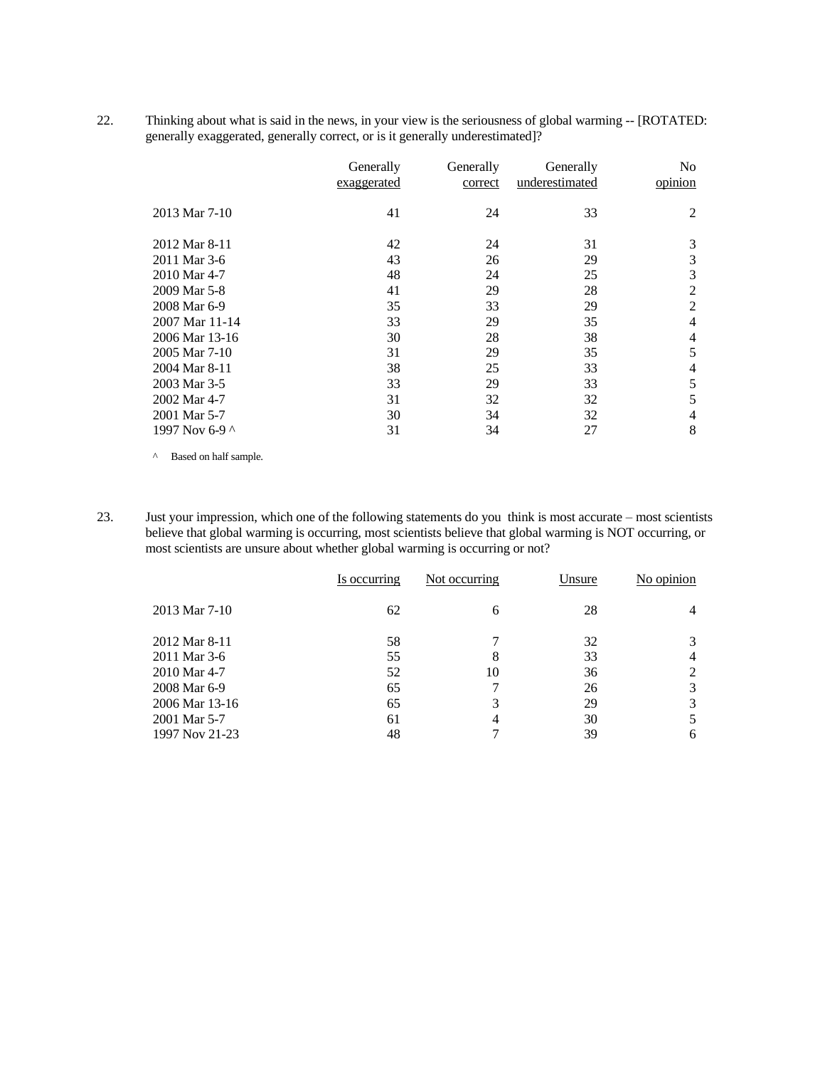22. Thinking about what is said in the news, in your view is the seriousness of global warming -- [ROTATED: generally exaggerated, generally correct, or is it generally underestimated]?

| | Generally exaggerated | Generally correct | Generally underestimated | No opinion |
|---|---|---|---|---|
| 2013 Mar 7-10 | 41 | 24 | 33 | 2 |
| 2012 Mar 8-11 | 42 | 24 | 31 | 3 |
| 2011 Mar 3-6 | 43 | 26 | 29 | 3 |
| 2010 Mar 4-7 | 48 | 24 | 25 | 3 |
| 2009 Mar 5-8 | 41 | 29 | 28 | 2 |
| 2008 Mar 6-9 | 35 | 33 | 29 | 2 |
| 2007 Mar 11-14 | 33 | 29 | 35 | 4 |
| 2006 Mar 13-16 | 30 | 28 | 38 | 4 |
| 2005 Mar 7-10 | 31 | 29 | 35 | 5 |
| 2004 Mar 8-11 | 38 | 25 | 33 | 4 |
| 2003 Mar 3-5 | 33 | 29 | 33 | 5 |
| 2002 Mar 4-7 | 31 | 32 | 32 | 5 |
| 2001 Mar 5-7 | 30 | 34 | 32 | 4 |
| 1997 Nov 6-9 ^ | 31 | 34 | 27 | 8 |

^ Based on half sample.

23. Just your impression, which one of the following statements do you think is most accurate – most scientists believe that global warming is occurring, most scientists believe that global warming is NOT occurring, or most scientists are unsure about whether global warming is occurring or not?

| | Is occurring | Not occurring | Unsure | No opinion |
|---|---|---|---|---|
| 2013 Mar 7-10 | 62 | 6 | 28 | 4 |
| 2012 Mar 8-11 | 58 | 7 | 32 | 3 |
| 2011 Mar 3-6 | 55 | 8 | 33 | 4 |
| 2010 Mar 4-7 | 52 | 10 | 36 | 2 |
| 2008 Mar 6-9 | 65 | 7 | 26 | 3 |
| 2006 Mar 13-16 | 65 | 3 | 29 | 3 |
| 2001 Mar 5-7 | 61 | 4 | 30 | 5 |
| 1997 Nov 21-23 | 48 | 7 | 39 | 6 |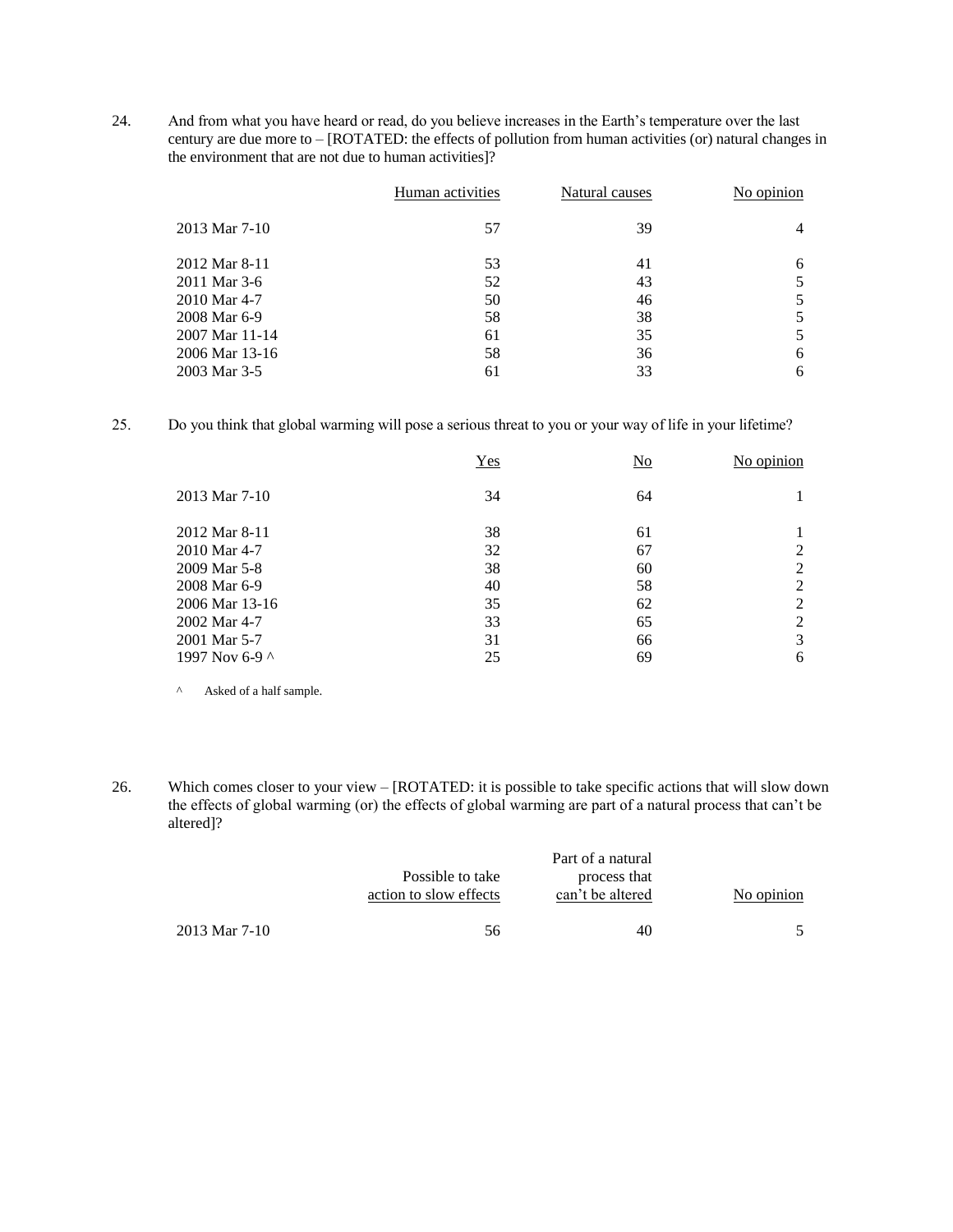24. And from what you have heard or read, do you believe increases in the Earth's temperature over the last century are due more to – [ROTATED: the effects of pollution from human activities (or) natural changes in the environment that are not due to human activities]?

| | Human activities | Natural causes | No opinion |
|---|---|---|---|
| 2013 Mar 7-10 | 57 | 39 | 4 |
| 2012 Mar 8-11 | 53 | 41 | 6 |
| 2011 Mar 3-6 | 52 | 43 | 5 |
| 2010 Mar 4-7 | 50 | 46 | 5 |
| 2008 Mar 6-9 | 58 | 38 | 5 |
| 2007 Mar 11-14 | 61 | 35 | 5 |
| 2006 Mar 13-16 | 58 | 36 | 6 |
| 2003 Mar 3-5 | 61 | 33 | 6 |

25. Do you think that global warming will pose a serious threat to you or your way of life in your lifetime?

| | Yes | No | No opinion |
|---|---|---|---|
| 2013 Mar 7-10 | 34 | 64 | 1 |
| 2012 Mar 8-11 | 38 | 61 | 1 |
| 2010 Mar 4-7 | 32 | 67 | 2 |
| 2009 Mar 5-8 | 38 | 60 | 2 |
| 2008 Mar 6-9 | 40 | 58 | 2 |
| 2006 Mar 13-16 | 35 | 62 | 2 |
| 2002 Mar 4-7 | 33 | 65 | 2 |
| 2001 Mar 5-7 | 31 | 66 | 3 |
| 1997 Nov 6-9 ^ | 25 | 69 | 6 |

^ Asked of a half sample.

26. Which comes closer to your view – [ROTATED: it is possible to take specific actions that will slow down the effects of global warming (or) the effects of global warming are part of a natural process that can't be altered]?

| | Possible to take action to slow effects | Part of a natural process that can't be altered | No opinion |
|---|---|---|---|
| 2013 Mar 7-10 | 56 | 40 | 5 |